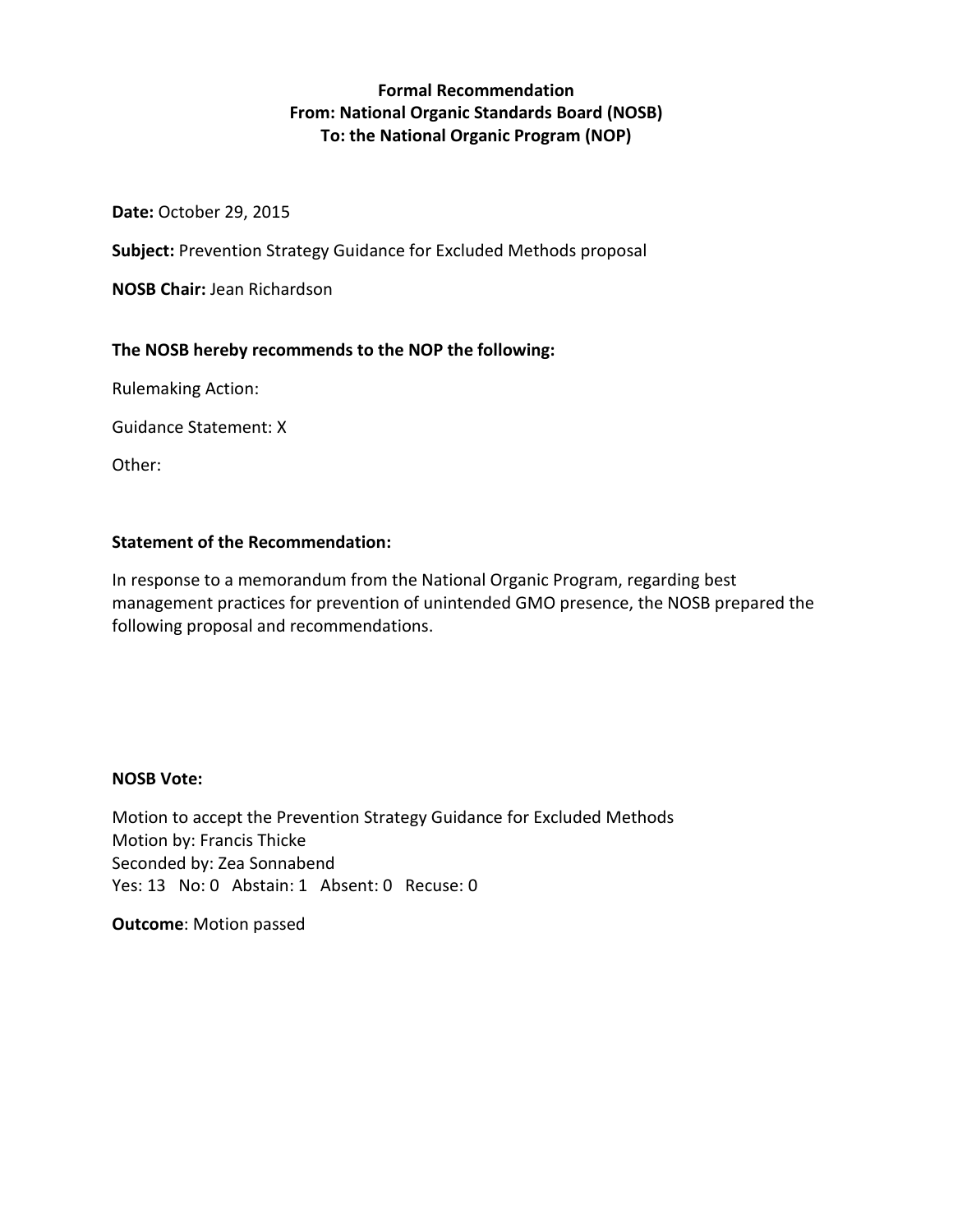**Formal Recommendation**
**From: National Organic Standards Board (NOSB)**
**To: the National Organic Program (NOP)**

**Date:** October 29, 2015

**Subject:** Prevention Strategy Guidance for Excluded Methods proposal

**NOSB Chair:** Jean Richardson

**The NOSB hereby recommends to the NOP the following:**

Rulemaking Action:

Guidance Statement: X

Other:

**Statement of the Recommendation:**

In response to a memorandum from the National Organic Program, regarding best management practices for prevention of unintended GMO presence, the NOSB prepared the following proposal and recommendations.

**NOSB Vote:**

Motion to accept the Prevention Strategy Guidance for Excluded Methods
Motion by: Francis Thicke
Seconded by: Zea Sonnabend
Yes: 13 No: 0 Abstain: 1 Absent: 0 Recuse: 0

**Outcome**: Motion passed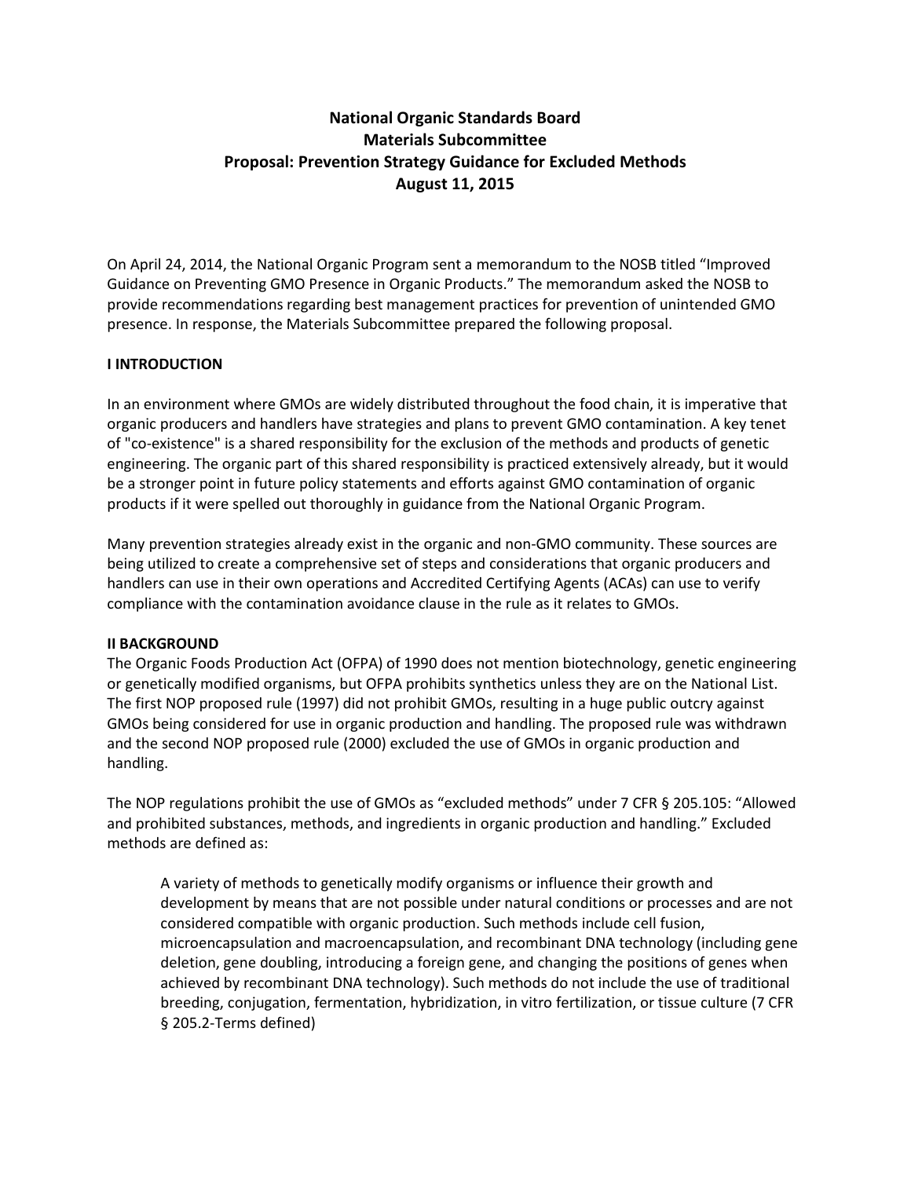# National Organic Standards Board
# Materials Subcommittee
# Proposal: Prevention Strategy Guidance for Excluded Methods
# August 11, 2015

On April 24, 2014, the National Organic Program sent a memorandum to the NOSB titled "Improved Guidance on Preventing GMO Presence in Organic Products." The memorandum asked the NOSB to provide recommendations regarding best management practices for prevention of unintended GMO presence. In response, the Materials Subcommittee prepared the following proposal.

## I INTRODUCTION

In an environment where GMOs are widely distributed throughout the food chain, it is imperative that organic producers and handlers have strategies and plans to prevent GMO contamination. A key tenet of "co-existence" is a shared responsibility for the exclusion of the methods and products of genetic engineering. The organic part of this shared responsibility is practiced extensively already, but it would be a stronger point in future policy statements and efforts against GMO contamination of organic products if it were spelled out thoroughly in guidance from the National Organic Program.

Many prevention strategies already exist in the organic and non-GMO community. These sources are being utilized to create a comprehensive set of steps and considerations that organic producers and handlers can use in their own operations and Accredited Certifying Agents (ACAs) can use to verify compliance with the contamination avoidance clause in the rule as it relates to GMOs.

## II BACKGROUND

The Organic Foods Production Act (OFPA) of 1990 does not mention biotechnology, genetic engineering or genetically modified organisms, but OFPA prohibits synthetics unless they are on the National List. The first NOP proposed rule (1997) did not prohibit GMOs, resulting in a huge public outcry against GMOs being considered for use in organic production and handling. The proposed rule was withdrawn and the second NOP proposed rule (2000) excluded the use of GMOs in organic production and handling.

The NOP regulations prohibit the use of GMOs as "excluded methods" under 7 CFR § 205.105: "Allowed and prohibited substances, methods, and ingredients in organic production and handling." Excluded methods are defined as:

> A variety of methods to genetically modify organisms or influence their growth and development by means that are not possible under natural conditions or processes and are not considered compatible with organic production. Such methods include cell fusion, microencapsulation and macroencapsulation, and recombinant DNA technology (including gene deletion, gene doubling, introducing a foreign gene, and changing the positions of genes when achieved by recombinant DNA technology). Such methods do not include the use of traditional breeding, conjugation, fermentation, hybridization, in vitro fertilization, or tissue culture (7 CFR § 205.2-Terms defined)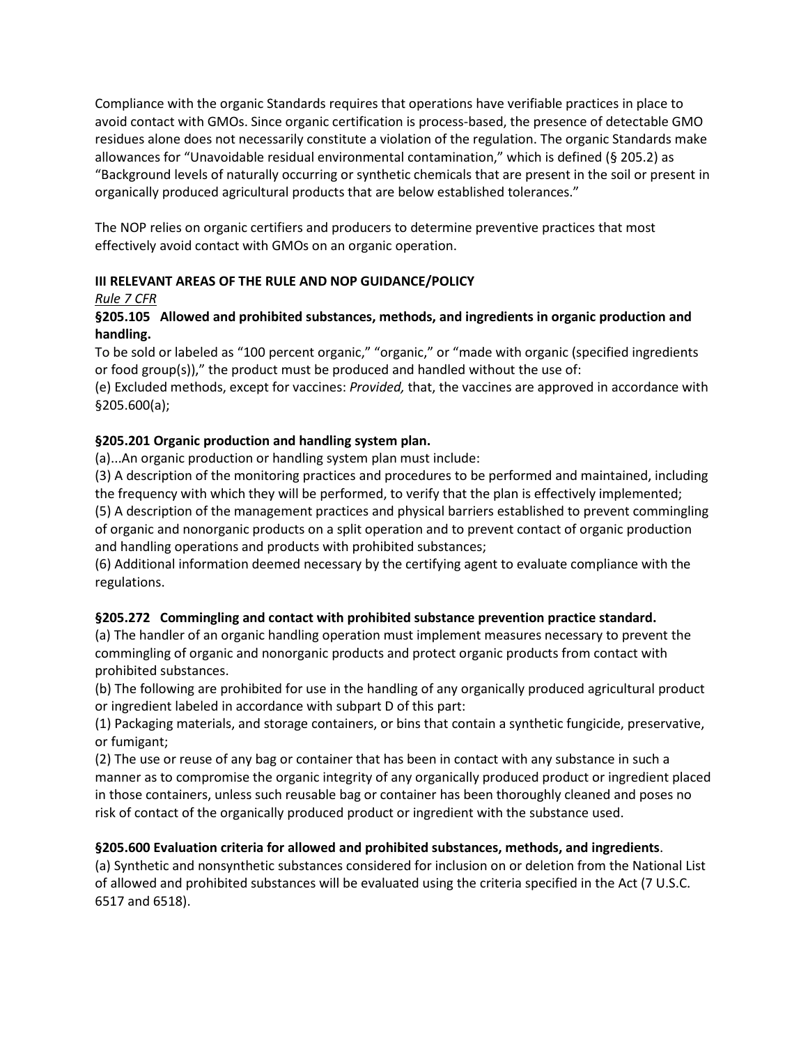Compliance with the organic Standards requires that operations have verifiable practices in place to avoid contact with GMOs. Since organic certification is process-based, the presence of detectable GMO residues alone does not necessarily constitute a violation of the regulation. The organic Standards make allowances for "Unavoidable residual environmental contamination," which is defined (§ 205.2) as "Background levels of naturally occurring or synthetic chemicals that are present in the soil or present in organically produced agricultural products that are below established tolerances."

The NOP relies on organic certifiers and producers to determine preventive practices that most effectively avoid contact with GMOs on an organic operation.

## III RELEVANT AREAS OF THE RULE AND NOP GUIDANCE/POLICY

*Rule 7 CFR*

### §205.105 Allowed and prohibited substances, methods, and ingredients in organic production and handling.

To be sold or labeled as "100 percent organic," "organic," or "made with organic (specified ingredients or food group(s))," the product must be produced and handled without the use of:

(e) Excluded methods, except for vaccines: *Provided,* that, the vaccines are approved in accordance with §205.600(a);

### §205.201 Organic production and handling system plan.

(a)...An organic production or handling system plan must include:

(3) A description of the monitoring practices and procedures to be performed and maintained, including the frequency with which they will be performed, to verify that the plan is effectively implemented;

(5) A description of the management practices and physical barriers established to prevent commingling of organic and nonorganic products on a split operation and to prevent contact of organic production and handling operations and products with prohibited substances;

(6) Additional information deemed necessary by the certifying agent to evaluate compliance with the regulations.

### §205.272 Commingling and contact with prohibited substance prevention practice standard.

(a) The handler of an organic handling operation must implement measures necessary to prevent the commingling of organic and nonorganic products and protect organic products from contact with prohibited substances.

(b) The following are prohibited for use in the handling of any organically produced agricultural product or ingredient labeled in accordance with subpart D of this part:

(1) Packaging materials, and storage containers, or bins that contain a synthetic fungicide, preservative, or fumigant;

(2) The use or reuse of any bag or container that has been in contact with any substance in such a manner as to compromise the organic integrity of any organically produced product or ingredient placed in those containers, unless such reusable bag or container has been thoroughly cleaned and poses no risk of contact of the organically produced product or ingredient with the substance used.

### §205.600 Evaluation criteria for allowed and prohibited substances, methods, and ingredients.

(a) Synthetic and nonsynthetic substances considered for inclusion on or deletion from the National List of allowed and prohibited substances will be evaluated using the criteria specified in the Act (7 U.S.C. 6517 and 6518).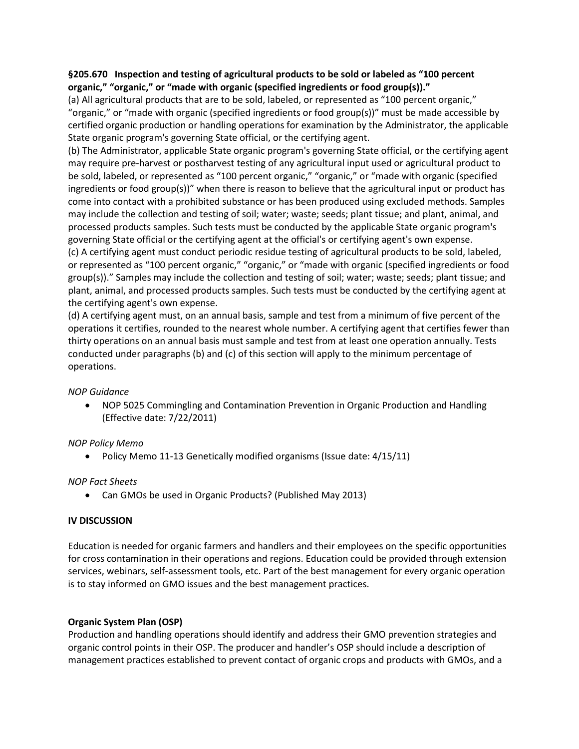**§205.670 Inspection and testing of agricultural products to be sold or labeled as "100 percent organic," "organic," or "made with organic (specified ingredients or food group(s))."**

(a) All agricultural products that are to be sold, labeled, or represented as "100 percent organic," "organic," or "made with organic (specified ingredients or food group(s))" must be made accessible by certified organic production or handling operations for examination by the Administrator, the applicable State organic program's governing State official, or the certifying agent.

(b) The Administrator, applicable State organic program's governing State official, or the certifying agent may require pre-harvest or postharvest testing of any agricultural input used or agricultural product to be sold, labeled, or represented as "100 percent organic," "organic," or "made with organic (specified ingredients or food group(s))" when there is reason to believe that the agricultural input or product has come into contact with a prohibited substance or has been produced using excluded methods. Samples may include the collection and testing of soil; water; waste; seeds; plant tissue; and plant, animal, and processed products samples. Such tests must be conducted by the applicable State organic program's governing State official or the certifying agent at the official's or certifying agent's own expense.

(c) A certifying agent must conduct periodic residue testing of agricultural products to be sold, labeled, or represented as "100 percent organic," "organic," or "made with organic (specified ingredients or food group(s))." Samples may include the collection and testing of soil; water; waste; seeds; plant tissue; and plant, animal, and processed products samples. Such tests must be conducted by the certifying agent at the certifying agent's own expense.

(d) A certifying agent must, on an annual basis, sample and test from a minimum of five percent of the operations it certifies, rounded to the nearest whole number. A certifying agent that certifies fewer than thirty operations on an annual basis must sample and test from at least one operation annually. Tests conducted under paragraphs (b) and (c) of this section will apply to the minimum percentage of operations.

*NOP Guidance*

- NOP 5025 Commingling and Contamination Prevention in Organic Production and Handling (Effective date: 7/22/2011)

*NOP Policy Memo*

- Policy Memo 11-13 Genetically modified organisms (Issue date: 4/15/11)

*NOP Fact Sheets*

- Can GMOs be used in Organic Products? (Published May 2013)

## IV DISCUSSION

Education is needed for organic farmers and handlers and their employees on the specific opportunities for cross contamination in their operations and regions. Education could be provided through extension services, webinars, self-assessment tools, etc. Part of the best management for every organic operation is to stay informed on GMO issues and the best management practices.

### Organic System Plan (OSP)

Production and handling operations should identify and address their GMO prevention strategies and organic control points in their OSP. The producer and handler's OSP should include a description of management practices established to prevent contact of organic crops and products with GMOs, and a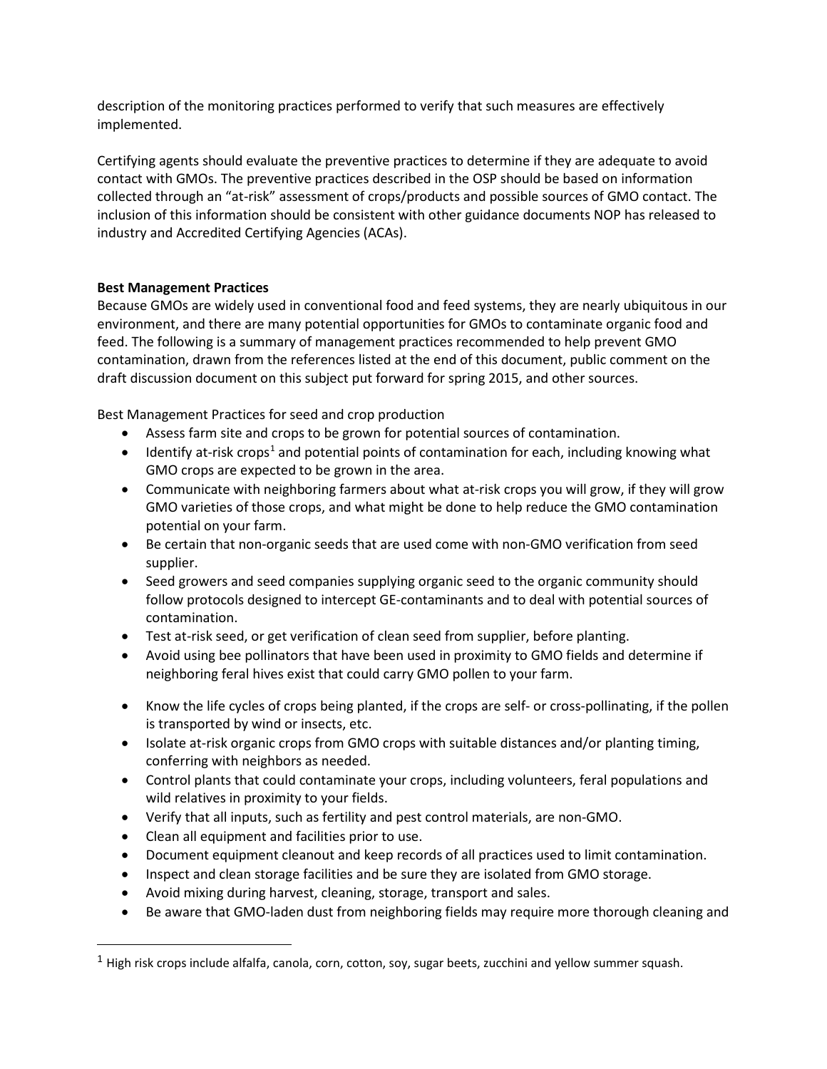description of the monitoring practices performed to verify that such measures are effectively implemented.

Certifying agents should evaluate the preventive practices to determine if they are adequate to avoid contact with GMOs. The preventive practices described in the OSP should be based on information collected through an "at-risk" assessment of crops/products and possible sources of GMO contact. The inclusion of this information should be consistent with other guidance documents NOP has released to industry and Accredited Certifying Agencies (ACAs).

**Best Management Practices**

Because GMOs are widely used in conventional food and feed systems, they are nearly ubiquitous in our environment, and there are many potential opportunities for GMOs to contaminate organic food and feed. The following is a summary of management practices recommended to help prevent GMO contamination, drawn from the references listed at the end of this document, public comment on the draft discussion document on this subject put forward for spring 2015, and other sources.

Best Management Practices for seed and crop production

- Assess farm site and crops to be grown for potential sources of contamination.
- Identify at-risk crops[1] and potential points of contamination for each, including knowing what GMO crops are expected to be grown in the area.
- Communicate with neighboring farmers about what at-risk crops you will grow, if they will grow GMO varieties of those crops, and what might be done to help reduce the GMO contamination potential on your farm.
- Be certain that non-organic seeds that are used come with non-GMO verification from seed supplier.
- Seed growers and seed companies supplying organic seed to the organic community should follow protocols designed to intercept GE-contaminants and to deal with potential sources of contamination.
- Test at-risk seed, or get verification of clean seed from supplier, before planting.
- Avoid using bee pollinators that have been used in proximity to GMO fields and determine if neighboring feral hives exist that could carry GMO pollen to your farm.
- Know the life cycles of crops being planted, if the crops are self- or cross-pollinating, if the pollen is transported by wind or insects, etc.
- Isolate at-risk organic crops from GMO crops with suitable distances and/or planting timing, conferring with neighbors as needed.
- Control plants that could contaminate your crops, including volunteers, feral populations and wild relatives in proximity to your fields.
- Verify that all inputs, such as fertility and pest control materials, are non-GMO.
- Clean all equipment and facilities prior to use.
- Document equipment cleanout and keep records of all practices used to limit contamination.
- Inspect and clean storage facilities and be sure they are isolated from GMO storage.
- Avoid mixing during harvest, cleaning, storage, transport and sales.
- Be aware that GMO-laden dust from neighboring fields may require more thorough cleaning and

[1] High risk crops include alfalfa, canola, corn, cotton, soy, sugar beets, zucchini and yellow summer squash.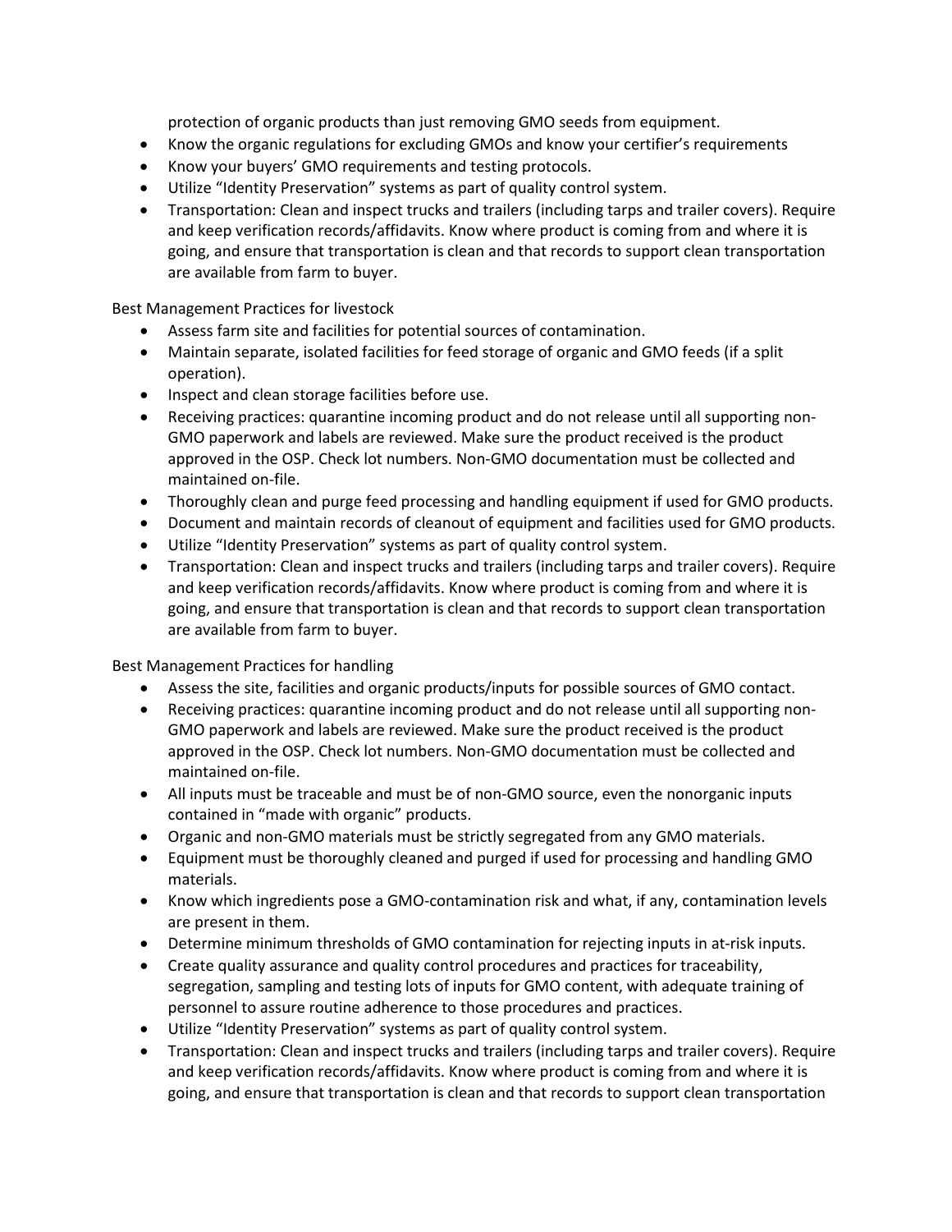protection of organic products than just removing GMO seeds from equipment.

- Know the organic regulations for excluding GMOs and know your certifier's requirements
- Know your buyers' GMO requirements and testing protocols.
- Utilize "Identity Preservation" systems as part of quality control system.
- Transportation: Clean and inspect trucks and trailers (including tarps and trailer covers). Require and keep verification records/affidavits. Know where product is coming from and where it is going, and ensure that transportation is clean and that records to support clean transportation are available from farm to buyer.

Best Management Practices for livestock

- Assess farm site and facilities for potential sources of contamination.
- Maintain separate, isolated facilities for feed storage of organic and GMO feeds (if a split operation).
- Inspect and clean storage facilities before use.
- Receiving practices: quarantine incoming product and do not release until all supporting non-GMO paperwork and labels are reviewed. Make sure the product received is the product approved in the OSP. Check lot numbers. Non-GMO documentation must be collected and maintained on-file.
- Thoroughly clean and purge feed processing and handling equipment if used for GMO products.
- Document and maintain records of cleanout of equipment and facilities used for GMO products.
- Utilize "Identity Preservation" systems as part of quality control system.
- Transportation: Clean and inspect trucks and trailers (including tarps and trailer covers). Require and keep verification records/affidavits. Know where product is coming from and where it is going, and ensure that transportation is clean and that records to support clean transportation are available from farm to buyer.

Best Management Practices for handling

- Assess the site, facilities and organic products/inputs for possible sources of GMO contact.
- Receiving practices: quarantine incoming product and do not release until all supporting non-GMO paperwork and labels are reviewed. Make sure the product received is the product approved in the OSP. Check lot numbers. Non-GMO documentation must be collected and maintained on-file.
- All inputs must be traceable and must be of non-GMO source, even the nonorganic inputs contained in "made with organic" products.
- Organic and non-GMO materials must be strictly segregated from any GMO materials.
- Equipment must be thoroughly cleaned and purged if used for processing and handling GMO materials.
- Know which ingredients pose a GMO-contamination risk and what, if any, contamination levels are present in them.
- Determine minimum thresholds of GMO contamination for rejecting inputs in at-risk inputs.
- Create quality assurance and quality control procedures and practices for traceability, segregation, sampling and testing lots of inputs for GMO content, with adequate training of personnel to assure routine adherence to those procedures and practices.
- Utilize "Identity Preservation" systems as part of quality control system.
- Transportation: Clean and inspect trucks and trailers (including tarps and trailer covers). Require and keep verification records/affidavits. Know where product is coming from and where it is going, and ensure that transportation is clean and that records to support clean transportation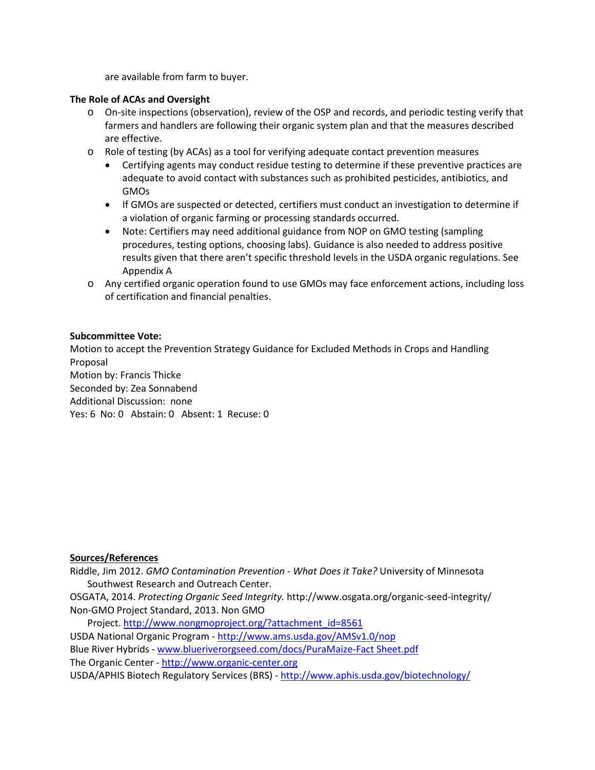are available from farm to buyer.

**The Role of ACAs and Oversight**

- On-site inspections (observation), review of the OSP and records, and periodic testing verify that farmers and handlers are following their organic system plan and that the measures described are effective.
- Role of testing (by ACAs) as a tool for verifying adequate contact prevention measures
  - Certifying agents may conduct residue testing to determine if these preventive practices are adequate to avoid contact with substances such as prohibited pesticides, antibiotics, and GMOs
  - If GMOs are suspected or detected, certifiers must conduct an investigation to determine if a violation of organic farming or processing standards occurred.
  - Note: Certifiers may need additional guidance from NOP on GMO testing (sampling procedures, testing options, choosing labs). Guidance is also needed to address positive results given that there aren't specific threshold levels in the USDA organic regulations. See Appendix A
- Any certified organic operation found to use GMOs may face enforcement actions, including loss of certification and financial penalties.

**Subcommittee Vote:**

Motion to accept the Prevention Strategy Guidance for Excluded Methods in Crops and Handling Proposal
Motion by: Francis Thicke
Seconded by: Zea Sonnabend
Additional Discussion: none
Yes: 6 No: 0 Abstain: 0 Absent: 1 Recuse: 0

**Sources/References**

Riddle, Jim 2012. *GMO Contamination Prevention - What Does it Take?* University of Minnesota Southwest Research and Outreach Center.
OSGATA, 2014. *Protecting Organic Seed Integrity.* http://www.osgata.org/organic-seed-integrity/
Non-GMO Project Standard, 2013. Non GMO Project. http://www.nongmoproject.org/?attachment_id=8561
USDA National Organic Program - http://www.ams.usda.gov/AMSv1.0/nop
Blue River Hybrids - www.blueriverorgseed.com/docs/PuraMaize-Fact Sheet.pdf
The Organic Center - http://www.organic-center.org
USDA/APHIS Biotech Regulatory Services (BRS) - http://www.aphis.usda.gov/biotechnology/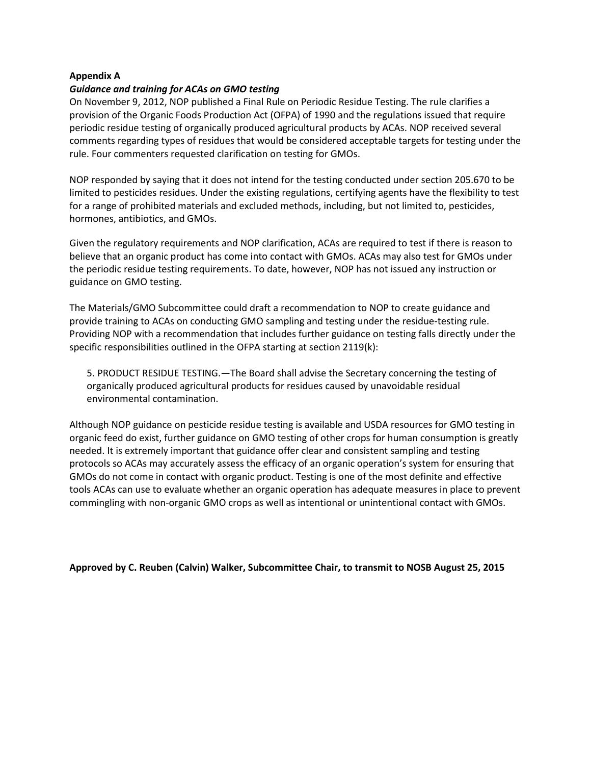**Appendix A**

***Guidance and training for ACAs on GMO testing***

On November 9, 2012, NOP published a Final Rule on Periodic Residue Testing. The rule clarifies a provision of the Organic Foods Production Act (OFPA) of 1990 and the regulations issued that require periodic residue testing of organically produced agricultural products by ACAs. NOP received several comments regarding types of residues that would be considered acceptable targets for testing under the rule. Four commenters requested clarification on testing for GMOs.

NOP responded by saying that it does not intend for the testing conducted under section 205.670 to be limited to pesticides residues. Under the existing regulations, certifying agents have the flexibility to test for a range of prohibited materials and excluded methods, including, but not limited to, pesticides, hormones, antibiotics, and GMOs.

Given the regulatory requirements and NOP clarification, ACAs are required to test if there is reason to believe that an organic product has come into contact with GMOs. ACAs may also test for GMOs under the periodic residue testing requirements. To date, however, NOP has not issued any instruction or guidance on GMO testing.

The Materials/GMO Subcommittee could draft a recommendation to NOP to create guidance and provide training to ACAs on conducting GMO sampling and testing under the residue-testing rule. Providing NOP with a recommendation that includes further guidance on testing falls directly under the specific responsibilities outlined in the OFPA starting at section 2119(k):

> 5. PRODUCT RESIDUE TESTING.—The Board shall advise the Secretary concerning the testing of organically produced agricultural products for residues caused by unavoidable residual environmental contamination.

Although NOP guidance on pesticide residue testing is available and USDA resources for GMO testing in organic feed do exist, further guidance on GMO testing of other crops for human consumption is greatly needed. It is extremely important that guidance offer clear and consistent sampling and testing protocols so ACAs may accurately assess the efficacy of an organic operation's system for ensuring that GMOs do not come in contact with organic product. Testing is one of the most definite and effective tools ACAs can use to evaluate whether an organic operation has adequate measures in place to prevent commingling with non-organic GMO crops as well as intentional or unintentional contact with GMOs.

**Approved by C. Reuben (Calvin) Walker, Subcommittee Chair, to transmit to NOSB August 25, 2015**